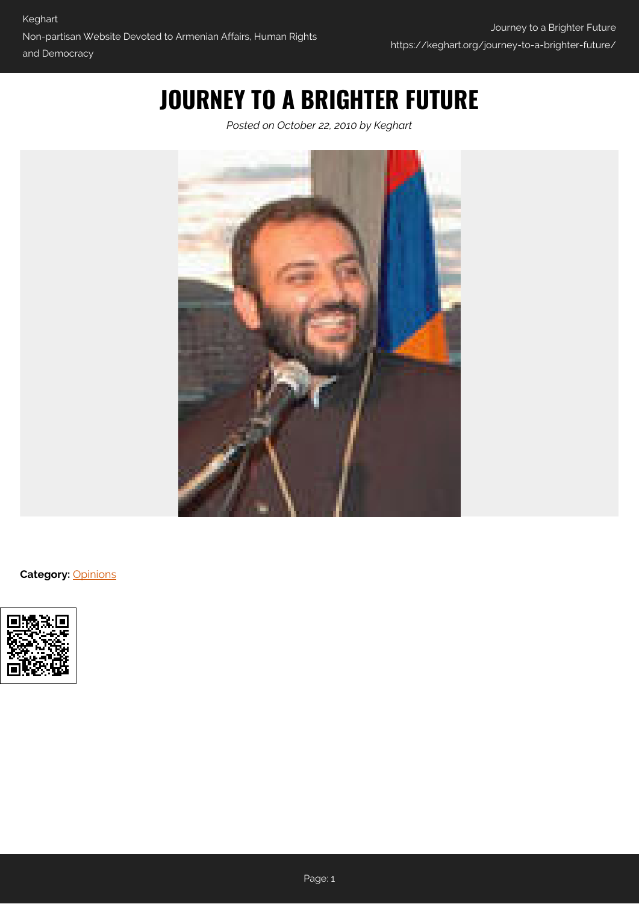# JOURNEY TO A BRIGHTER FUTURE

*Posted on October 22, 2010 by Keghart*

**Category:** [Opinions](Opinions)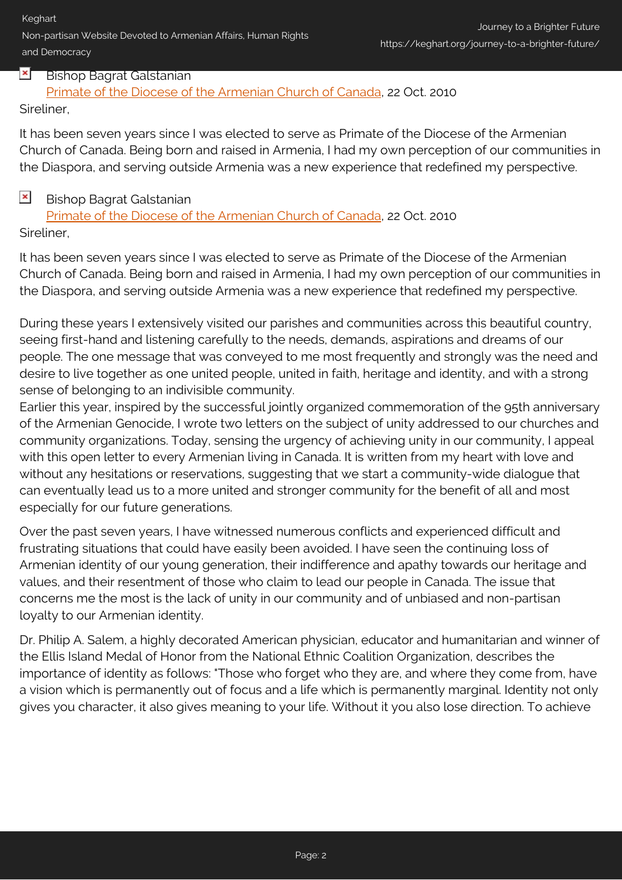Bishop Bagrat Galstanian
[Primate of the Diocese of the Armenian Church of Canada](), 22 Oct. 2010

Sireliner,

It has been seven years since I was elected to serve as Primate of the Diocese of the Armenian Church of Canada. Being born and raised in Armenia, I had my own perception of our communities in the Diaspora, and serving outside Armenia was a new experience that redefined my perspective.

Bishop Bagrat Galstanian
[Primate of the Diocese of the Armenian Church of Canada](), 22 Oct. 2010

Sireliner,

It has been seven years since I was elected to serve as Primate of the Diocese of the Armenian Church of Canada. Being born and raised in Armenia, I had my own perception of our communities in the Diaspora, and serving outside Armenia was a new experience that redefined my perspective.

During these years I extensively visited our parishes and communities across this beautiful country, seeing first-hand and listening carefully to the needs, demands, aspirations and dreams of our people. The one message that was conveyed to me most frequently and strongly was the need and desire to live together as one united people, united in faith, heritage and identity, and with a strong sense of belonging to an indivisible community.
Earlier this year, inspired by the successful jointly organized commemoration of the 95th anniversary of the Armenian Genocide, I wrote two letters on the subject of unity addressed to our churches and community organizations. Today, sensing the urgency of achieving unity in our community, I appeal with this open letter to every Armenian living in Canada. It is written from my heart with love and without any hesitations or reservations, suggesting that we start a community-wide dialogue that can eventually lead us to a more united and stronger community for the benefit of all and most especially for our future generations.

Over the past seven years, I have witnessed numerous conflicts and experienced difficult and frustrating situations that could have easily been avoided. I have seen the continuing loss of Armenian identity of our young generation, their indifference and apathy towards our heritage and values, and their resentment of those who claim to lead our people in Canada. The issue that concerns me the most is the lack of unity in our community and of unbiased and non-partisan loyalty to our Armenian identity.

Dr. Philip A. Salem, a highly decorated American physician, educator and humanitarian and winner of the Ellis Island Medal of Honor from the National Ethnic Coalition Organization, describes the importance of identity as follows: "Those who forget who they are, and where they come from, have a vision which is permanently out of focus and a life which is permanently marginal. Identity not only gives you character, it also gives meaning to your life. Without it you also lose direction. To achieve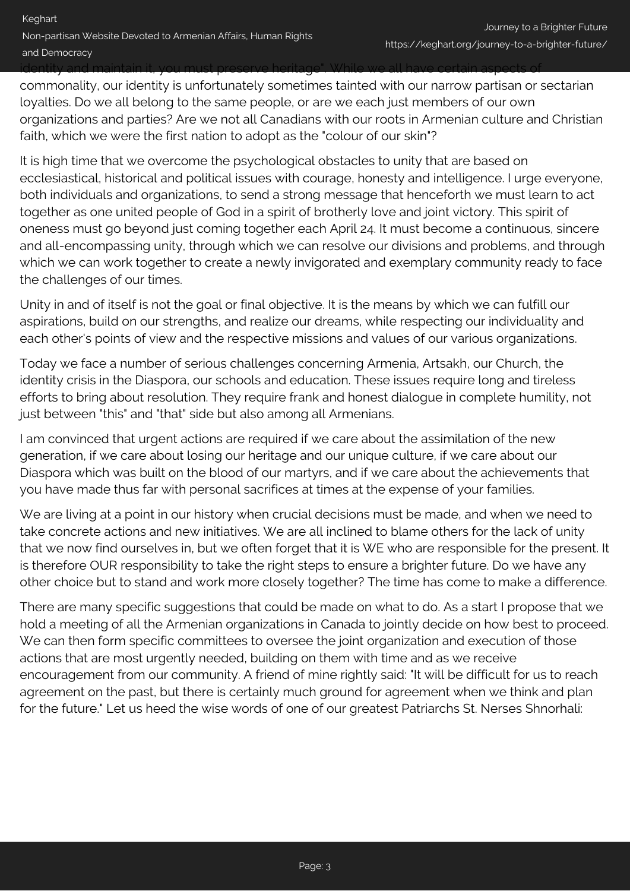identity and maintain it, you must preserve heritage". While we all have certain aspects of commonality, our identity is unfortunately sometimes tainted with our narrow partisan or sectarian loyalties. Do we all belong to the same people, or are we each just members of our own organizations and parties? Are we not all Canadians with our roots in Armenian culture and Christian faith, which we were the first nation to adopt as the "colour of our skin"?

It is high time that we overcome the psychological obstacles to unity that are based on ecclesiastical, historical and political issues with courage, honesty and intelligence. I urge everyone, both individuals and organizations, to send a strong message that henceforth we must learn to act together as one united people of God in a spirit of brotherly love and joint victory. This spirit of oneness must go beyond just coming together each April 24. It must become a continuous, sincere and all-encompassing unity, through which we can resolve our divisions and problems, and through which we can work together to create a newly invigorated and exemplary community ready to face the challenges of our times.

Unity in and of itself is not the goal or final objective. It is the means by which we can fulfill our aspirations, build on our strengths, and realize our dreams, while respecting our individuality and each other's points of view and the respective missions and values of our various organizations.

Today we face a number of serious challenges concerning Armenia, Artsakh, our Church, the identity crisis in the Diaspora, our schools and education. These issues require long and tireless efforts to bring about resolution. They require frank and honest dialogue in complete humility, not just between "this" and "that" side but also among all Armenians.

I am convinced that urgent actions are required if we care about the assimilation of the new generation, if we care about losing our heritage and our unique culture, if we care about our Diaspora which was built on the blood of our martyrs, and if we care about the achievements that you have made thus far with personal sacrifices at times at the expense of your families.

We are living at a point in our history when crucial decisions must be made, and when we need to take concrete actions and new initiatives. We are all inclined to blame others for the lack of unity that we now find ourselves in, but we often forget that it is WE who are responsible for the present. It is therefore OUR responsibility to take the right steps to ensure a brighter future. Do we have any other choice but to stand and work more closely together? The time has come to make a difference.

There are many specific suggestions that could be made on what to do. As a start I propose that we hold a meeting of all the Armenian organizations in Canada to jointly decide on how best to proceed. We can then form specific committees to oversee the joint organization and execution of those actions that are most urgently needed, building on them with time and as we receive encouragement from our community. A friend of mine rightly said: "It will be difficult for us to reach agreement on the past, but there is certainly much ground for agreement when we think and plan for the future." Let us heed the wise words of one of our greatest Patriarchs St. Nerses Shnorhali: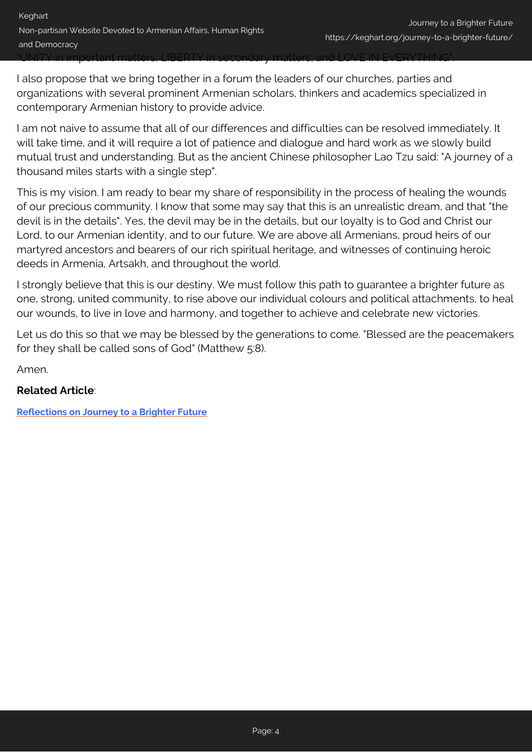"UNITY in important matters, LIBERTY in secondary matters, and LOVE IN EVERYTHING".

I also propose that we bring together in a forum the leaders of our churches, parties and organizations with several prominent Armenian scholars, thinkers and academics specialized in contemporary Armenian history to provide advice.

I am not naive to assume that all of our differences and difficulties can be resolved immediately. It will take time, and it will require a lot of patience and dialogue and hard work as we slowly build mutual trust and understanding. But as the ancient Chinese philosopher Lao Tzu said: "A journey of a thousand miles starts with a single step".

This is my vision. I am ready to bear my share of responsibility in the process of healing the wounds of our precious community. I know that some may say that this is an unrealistic dream, and that "the devil is in the details". Yes, the devil may be in the details, but our loyalty is to God and Christ our Lord, to our Armenian identity, and to our future. We are above all Armenians, proud heirs of our martyred ancestors and bearers of our rich spiritual heritage, and witnesses of continuing heroic deeds in Armenia, Artsakh, and throughout the world.

I strongly believe that this is our destiny. We must follow this path to guarantee a brighter future as one, strong, united community, to rise above our individual colours and political attachments, to heal our wounds, to live in love and harmony, and together to achieve and celebrate new victories.

Let us do this so that we may be blessed by the generations to come. "Blessed are the peacemakers for they shall be called sons of God" (Matthew 5:8).

Amen.

**Related Article**:

**Reflections on Journey to a Brighter Future**